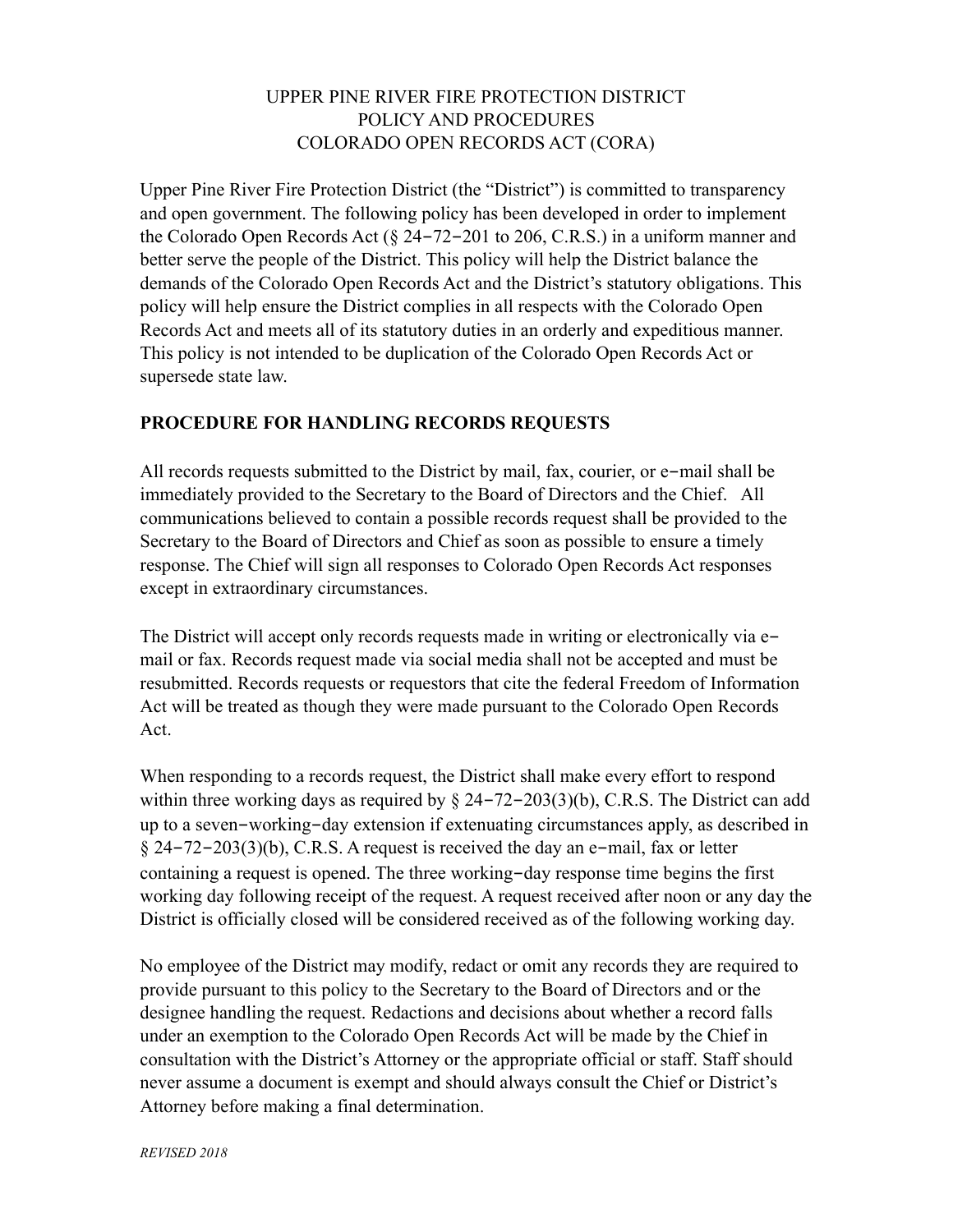# UPPER PINE RIVER FIRE PROTECTION DISTRICT
# POLICY AND PROCEDURES
# COLORADO OPEN RECORDS ACT (CORA)

Upper Pine River Fire Protection District (the "District") is committed to transparency and open government. The following policy has been developed in order to implement the Colorado Open Records Act (§ 24-72-201 to 206, C.R.S.) in a uniform manner and better serve the people of the District. This policy will help the District balance the demands of the Colorado Open Records Act and the District's statutory obligations. This policy will help ensure the District complies in all respects with the Colorado Open Records Act and meets all of its statutory duties in an orderly and expeditious manner. This policy is not intended to be duplication of the Colorado Open Records Act or supersede state law.

## PROCEDURE FOR HANDLING RECORDS REQUESTS

All records requests submitted to the District by mail, fax, courier, or e-mail shall be immediately provided to the Secretary to the Board of Directors and the Chief. All communications believed to contain a possible records request shall be provided to the Secretary to the Board of Directors and Chief as soon as possible to ensure a timely response. The Chief will sign all responses to Colorado Open Records Act responses except in extraordinary circumstances.

The District will accept only records requests made in writing or electronically via e-mail or fax. Records request made via social media shall not be accepted and must be resubmitted. Records requests or requestors that cite the federal Freedom of Information Act will be treated as though they were made pursuant to the Colorado Open Records Act.

When responding to a records request, the District shall make every effort to respond within three working days as required by § 24-72-203(3)(b), C.R.S. The District can add up to a seven-working-day extension if extenuating circumstances apply, as described in § 24-72-203(3)(b), C.R.S. A request is received the day an e-mail, fax or letter containing a request is opened. The three working-day response time begins the first working day following receipt of the request. A request received after noon or any day the District is officially closed will be considered received as of the following working day.

No employee of the District may modify, redact or omit any records they are required to provide pursuant to this policy to the Secretary to the Board of Directors and or the designee handling the request. Redactions and decisions about whether a record falls under an exemption to the Colorado Open Records Act will be made by the Chief in consultation with the District's Attorney or the appropriate official or staff. Staff should never assume a document is exempt and should always consult the Chief or District's Attorney before making a final determination.

*REVISED 2018*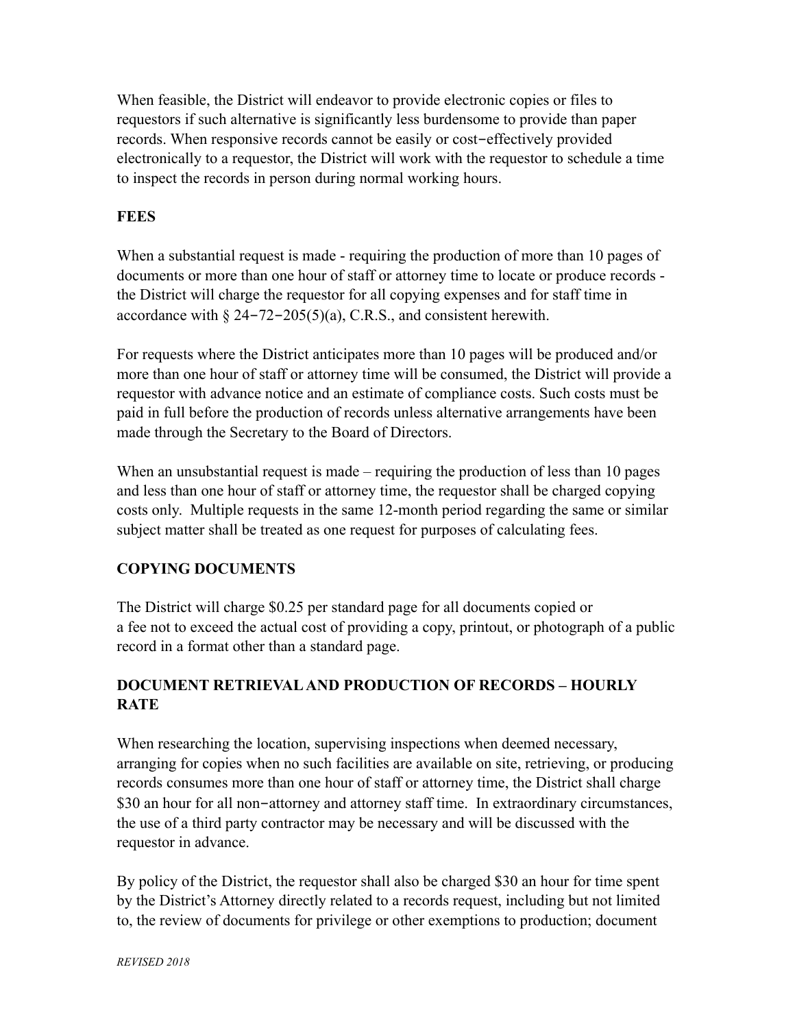When feasible, the District will endeavor to provide electronic copies or files to requestors if such alternative is significantly less burdensome to provide than paper records. When responsive records cannot be easily or cost‑effectively provided electronically to a requestor, the District will work with the requestor to schedule a time to inspect the records in person during normal working hours.

**FEES**

When a substantial request is made - requiring the production of more than 10 pages of documents or more than one hour of staff or attorney time to locate or produce records - the District will charge the requestor for all copying expenses and for staff time in accordance with § 24‑72‑205(5)(a), C.R.S., and consistent herewith.

For requests where the District anticipates more than 10 pages will be produced and/or more than one hour of staff or attorney time will be consumed, the District will provide a requestor with advance notice and an estimate of compliance costs. Such costs must be paid in full before the production of records unless alternative arrangements have been made through the Secretary to the Board of Directors.

When an unsubstantial request is made – requiring the production of less than 10 pages and less than one hour of staff or attorney time, the requestor shall be charged copying costs only. Multiple requests in the same 12-month period regarding the same or similar subject matter shall be treated as one request for purposes of calculating fees.

**COPYING DOCUMENTS**

The District will charge $0.25 per standard page for all documents copied or a fee not to exceed the actual cost of providing a copy, printout, or photograph of a public record in a format other than a standard page.

**DOCUMENT RETRIEVAL AND PRODUCTION OF RECORDS – HOURLY RATE**

When researching the location, supervising inspections when deemed necessary, arranging for copies when no such facilities are available on site, retrieving, or producing records consumes more than one hour of staff or attorney time, the District shall charge $30 an hour for all non‑attorney and attorney staff time. In extraordinary circumstances, the use of a third party contractor may be necessary and will be discussed with the requestor in advance.

By policy of the District, the requestor shall also be charged $30 an hour for time spent by the District's Attorney directly related to a records request, including but not limited to, the review of documents for privilege or other exemptions to production; document

*REVISED 2018*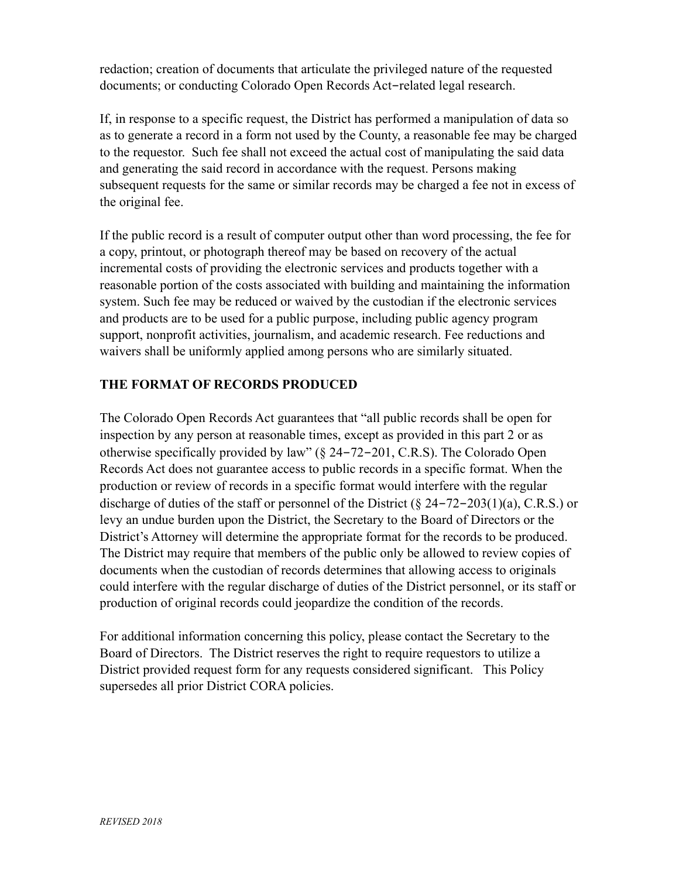redaction; creation of documents that articulate the privileged nature of the requested documents; or conducting Colorado Open Records Act‒related legal research.

If, in response to a specific request, the District has performed a manipulation of data so as to generate a record in a form not used by the County, a reasonable fee may be charged to the requestor. Such fee shall not exceed the actual cost of manipulating the said data and generating the said record in accordance with the request. Persons making subsequent requests for the same or similar records may be charged a fee not in excess of the original fee.

If the public record is a result of computer output other than word processing, the fee for a copy, printout, or photograph thereof may be based on recovery of the actual incremental costs of providing the electronic services and products together with a reasonable portion of the costs associated with building and maintaining the information system. Such fee may be reduced or waived by the custodian if the electronic services and products are to be used for a public purpose, including public agency program support, nonprofit activities, journalism, and academic research. Fee reductions and waivers shall be uniformly applied among persons who are similarly situated.

**THE FORMAT OF RECORDS PRODUCED**

The Colorado Open Records Act guarantees that "all public records shall be open for inspection by any person at reasonable times, except as provided in this part 2 or as otherwise specifically provided by law" (§ 24‒72‒201, C.R.S). The Colorado Open Records Act does not guarantee access to public records in a specific format. When the production or review of records in a specific format would interfere with the regular discharge of duties of the staff or personnel of the District (§ 24‒72‒203(1)(a), C.R.S.) or levy an undue burden upon the District, the Secretary to the Board of Directors or the District's Attorney will determine the appropriate format for the records to be produced. The District may require that members of the public only be allowed to review copies of documents when the custodian of records determines that allowing access to originals could interfere with the regular discharge of duties of the District personnel, or its staff or production of original records could jeopardize the condition of the records.

For additional information concerning this policy, please contact the Secretary to the Board of Directors. The District reserves the right to require requestors to utilize a District provided request form for any requests considered significant. This Policy supersedes all prior District CORA policies.

*REVISED 2018*